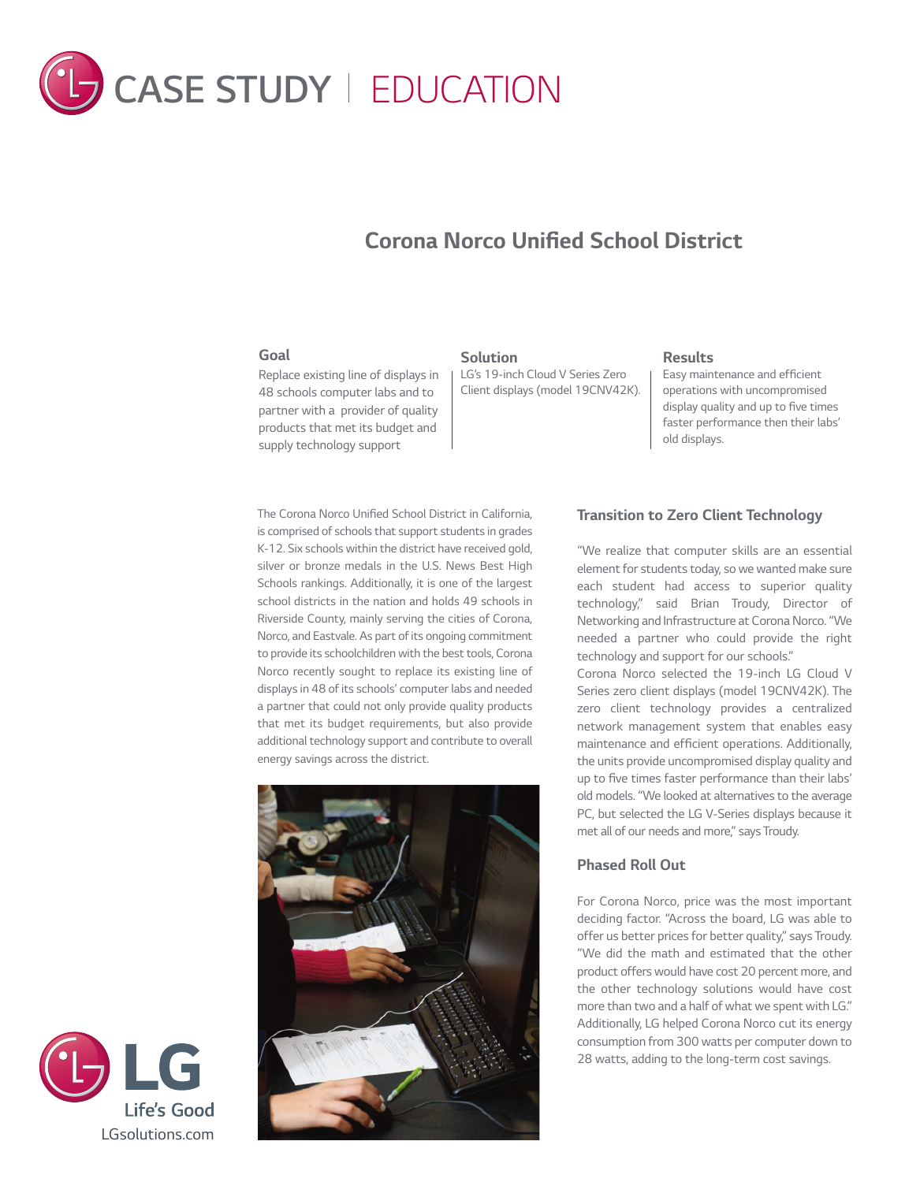# CASE STUDY | EDUCATION

## Corona Norco Unified School District

**Goal**

Replace existing line of displays in 48 schools computer labs and to partner with a provider of quality products that met its budget and supply technology support

**Solution**

LG's 19-inch Cloud V Series Zero Client displays (model 19CNV42K).

**Results**

Easy maintenance and efficient operations with uncompromised display quality and up to five times faster performance then their labs' old displays.

The Corona Norco Unified School District in California, is comprised of schools that support students in grades K-12. Six schools within the district have received gold, silver or bronze medals in the U.S. News Best High Schools rankings. Additionally, it is one of the largest school districts in the nation and holds 49 schools in Riverside County, mainly serving the cities of Corona, Norco, and Eastvale. As part of its ongoing commitment to provide its schoolchildren with the best tools, Corona Norco recently sought to replace its existing line of displays in 48 of its schools' computer labs and needed a partner that could not only provide quality products that met its budget requirements, but also provide additional technology support and contribute to overall energy savings across the district.

### Transition to Zero Client Technology

"We realize that computer skills are an essential element for students today, so we wanted make sure each student had access to superior quality technology," said Brian Troudy, Director of Networking and Infrastructure at Corona Norco. "We needed a partner who could provide the right technology and support for our schools."

Corona Norco selected the 19-inch LG Cloud V Series zero client displays (model 19CNV42K). The zero client technology provides a centralized network management system that enables easy maintenance and efficient operations. Additionally, the units provide uncompromised display quality and up to five times faster performance than their labs' old models. "We looked at alternatives to the average PC, but selected the LG V-Series displays because it met all of our needs and more," says Troudy.

### Phased Roll Out

For Corona Norco, price was the most important deciding factor. "Across the board, LG was able to offer us better prices for better quality," says Troudy. "We did the math and estimated that the other product offers would have cost 20 percent more, and the other technology solutions would have cost more than two and a half of what we spent with LG." Additionally, LG helped Corona Norco cut its energy consumption from 300 watts per computer down to 28 watts, adding to the long-term cost savings.

LG Life's Good
LGsolutions.com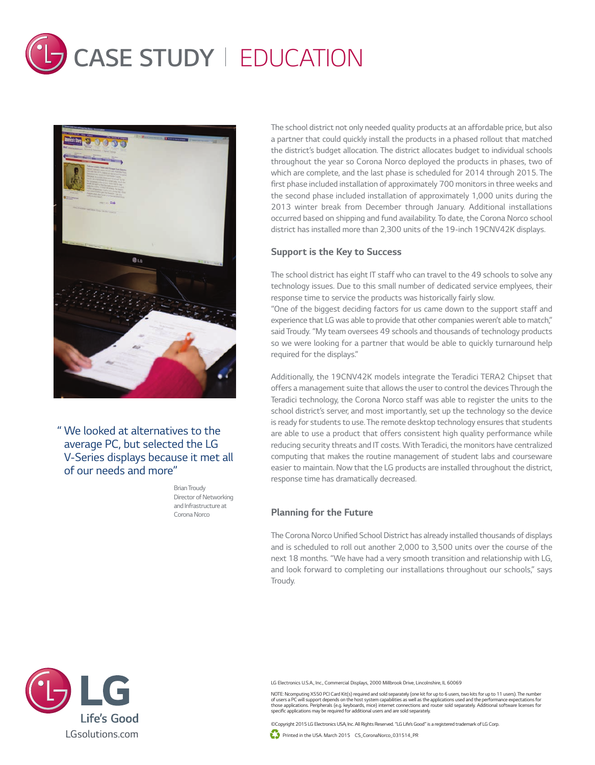# CASE STUDY | EDUCATION

" We looked at alternatives to the average PC, but selected the LG V-Series displays because it met all of our needs and more"

Brian Troudy
Director of Networking and Infrastructure at Corona Norco

The school district not only needed quality products at an affordable price, but also a partner that could quickly install the products in a phased rollout that matched the district's budget allocation. The district allocates budget to individual schools throughout the year so Corona Norco deployed the products in phases, two of which are complete, and the last phase is scheduled for 2014 through 2015. The first phase included installation of approximately 700 monitors in three weeks and the second phase included installation of approximately 1,000 units during the 2013 winter break from December through January. Additional installations occurred based on shipping and fund availability. To date, the Corona Norco school district has installed more than 2,300 units of the 19-inch 19CNV42K displays.

### Support is the Key to Success

The school district has eight IT staff who can travel to the 49 schools to solve any technology issues. Due to this small number of dedicated service emplyees, their response time to service the products was historically fairly slow.
"One of the biggest deciding factors for us came down to the support staff and experience that LG was able to provide that other companies weren't able to match," said Troudy. "My team oversees 49 schools and thousands of technology products so we were looking for a partner that would be able to quickly turnaround help required for the displays."

Additionally, the 19CNV42K models integrate the Teradici TERA2 Chipset that offers a management suite that allows the user to control the devices Through the Teradici technology, the Corona Norco staff was able to register the units to the school district's server, and most importantly, set up the technology so the device is ready for students to use. The remote desktop technology ensures that students are able to use a product that offers consistent high quality performance while reducing security threats and IT costs. With Teradici, the monitors have centralized computing that makes the routine management of student labs and courseware easier to maintain. Now that the LG products are installed throughout the district, response time has dramatically decreased.

### Planning for the Future

The Corona Norco Unified School District has already installed thousands of displays and is scheduled to roll out another 2,000 to 3,500 units over the course of the next 18 months. "We have had a very smooth transition and relationship with LG, and look forward to completing our installations throughout our schools," says Troudy.

LG Life's Good
LGsolutions.com

LG Electronics U.S.A., Inc., Commercial Displays, 2000 Millbrook Drive, Lincolnshire, IL 60069

NOTE: Ncomputing X550 PCI Card Kit(s) required and sold separately (one kit for up to 6 users, two kits for up to 11 users). The number of users a PC will support depends on the host system capabilities as well as the applications used and the performance expectations for those applications. Peripherals (e.g. keyboards, mice) internet connections and router sold separately. Additional software licenses for specific applications may be required for additional users and are sold separately.

©Copyright 2015 LG Electronics USA, Inc. All Rights Reserved. "LG Life's Good" is a registered trademark of LG Corp.

Printed in the USA. March 2015 CS_CoronaNorco_031514_PR